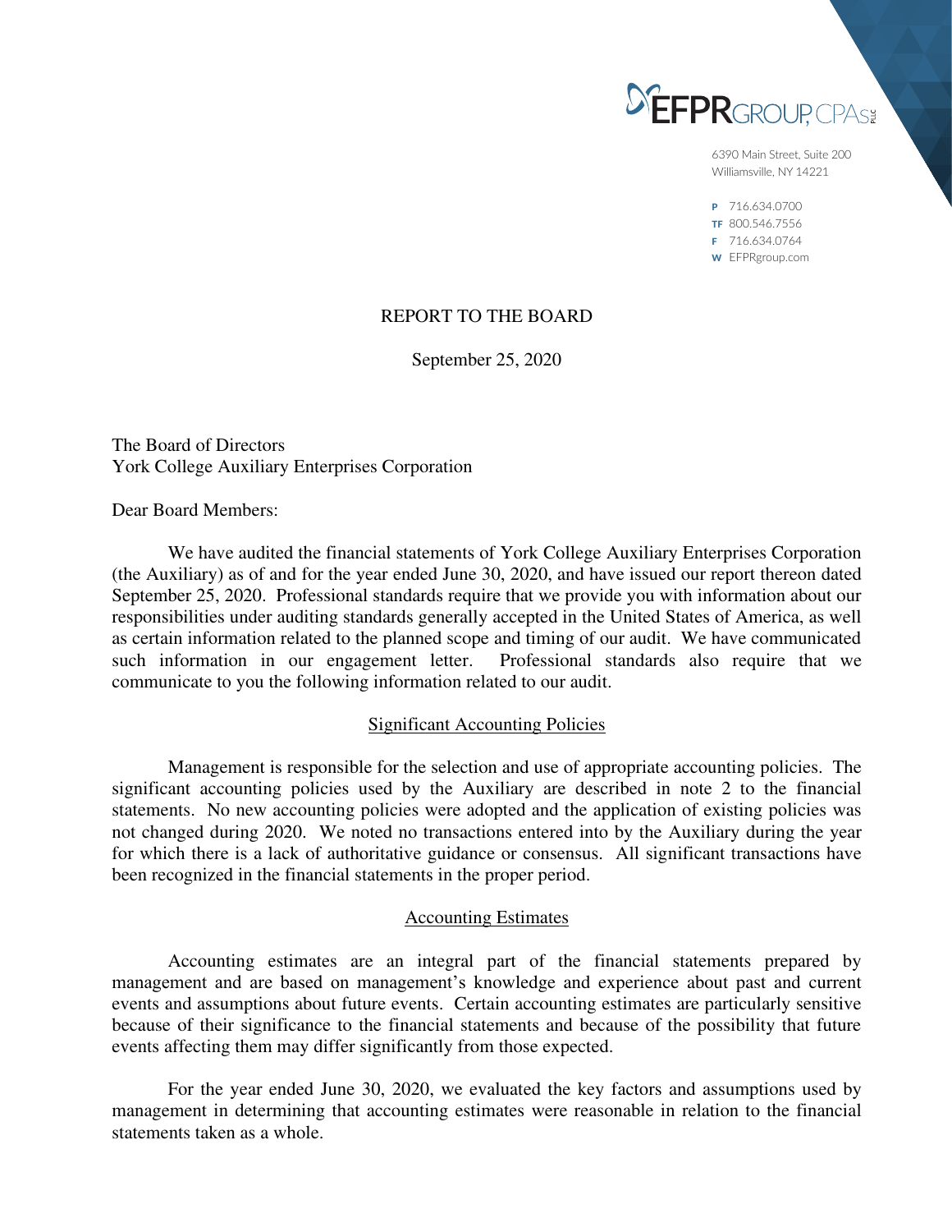EFPR GROUP, CPAs PLLC

6390 Main Street, Suite 200
Williamsville, NY 14221

P 716.634.0700
TF 800.546.7556
F 716.634.0764
W EFPRgroup.com

REPORT TO THE BOARD

September 25, 2020

The Board of Directors
York College Auxiliary Enterprises Corporation

Dear Board Members:

We have audited the financial statements of York College Auxiliary Enterprises Corporation (the Auxiliary) as of and for the year ended June 30, 2020, and have issued our report thereon dated September 25, 2020. Professional standards require that we provide you with information about our responsibilities under auditing standards generally accepted in the United States of America, as well as certain information related to the planned scope and timing of our audit. We have communicated such information in our engagement letter. Professional standards also require that we communicate to you the following information related to our audit.

## Significant Accounting Policies

Management is responsible for the selection and use of appropriate accounting policies. The significant accounting policies used by the Auxiliary are described in note 2 to the financial statements. No new accounting policies were adopted and the application of existing policies was not changed during 2020. We noted no transactions entered into by the Auxiliary during the year for which there is a lack of authoritative guidance or consensus. All significant transactions have been recognized in the financial statements in the proper period.

## Accounting Estimates

Accounting estimates are an integral part of the financial statements prepared by management and are based on management's knowledge and experience about past and current events and assumptions about future events. Certain accounting estimates are particularly sensitive because of their significance to the financial statements and because of the possibility that future events affecting them may differ significantly from those expected.

For the year ended June 30, 2020, we evaluated the key factors and assumptions used by management in determining that accounting estimates were reasonable in relation to the financial statements taken as a whole.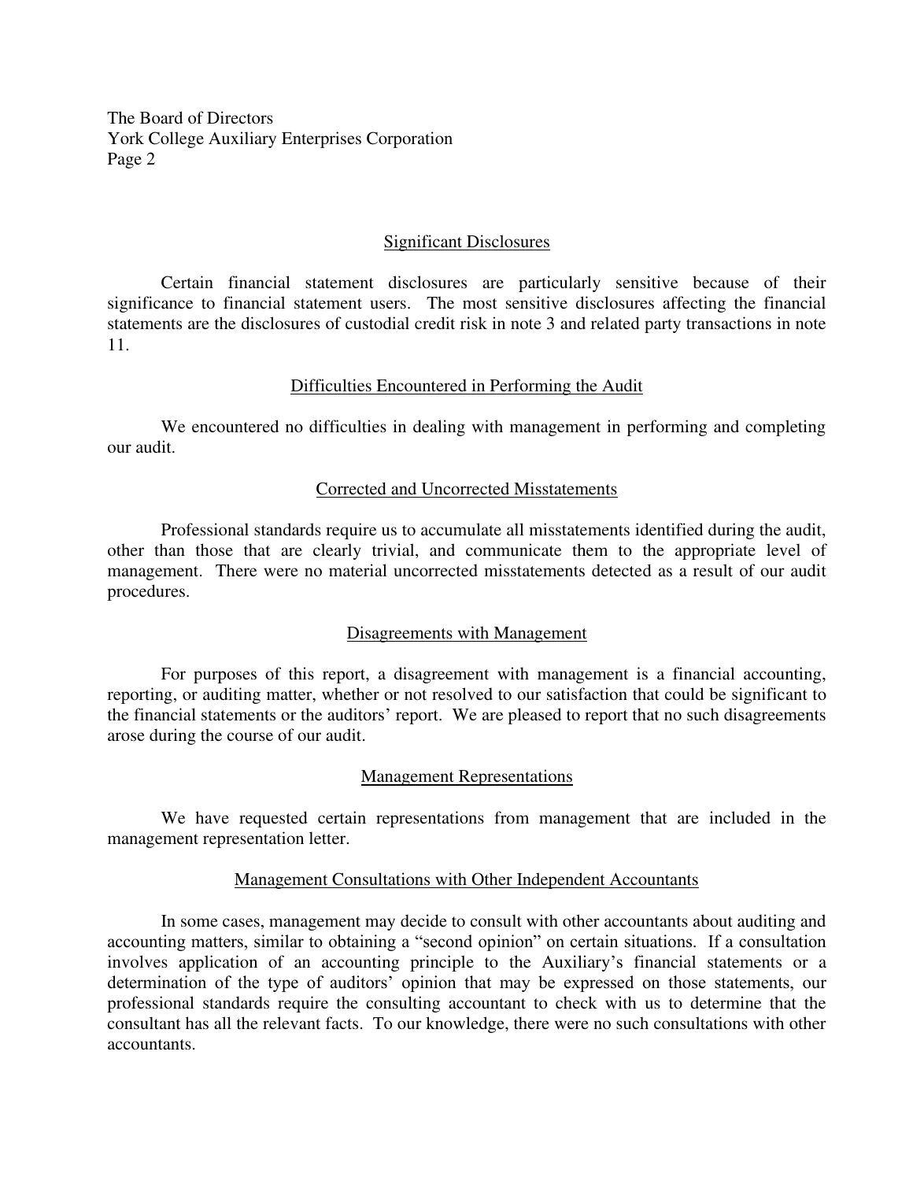## Significant Disclosures

Certain financial statement disclosures are particularly sensitive because of their significance to financial statement users. The most sensitive disclosures affecting the financial statements are the disclosures of custodial credit risk in note 3 and related party transactions in note 11.

## Difficulties Encountered in Performing the Audit

We encountered no difficulties in dealing with management in performing and completing our audit.

## Corrected and Uncorrected Misstatements

Professional standards require us to accumulate all misstatements identified during the audit, other than those that are clearly trivial, and communicate them to the appropriate level of management. There were no material uncorrected misstatements detected as a result of our audit procedures.

## Disagreements with Management

For purposes of this report, a disagreement with management is a financial accounting, reporting, or auditing matter, whether or not resolved to our satisfaction that could be significant to the financial statements or the auditors' report. We are pleased to report that no such disagreements arose during the course of our audit.

## Management Representations

We have requested certain representations from management that are included in the management representation letter.

## Management Consultations with Other Independent Accountants

In some cases, management may decide to consult with other accountants about auditing and accounting matters, similar to obtaining a "second opinion" on certain situations. If a consultation involves application of an accounting principle to the Auxiliary's financial statements or a determination of the type of auditors' opinion that may be expressed on those statements, our professional standards require the consulting accountant to check with us to determine that the consultant has all the relevant facts. To our knowledge, there were no such consultations with other accountants.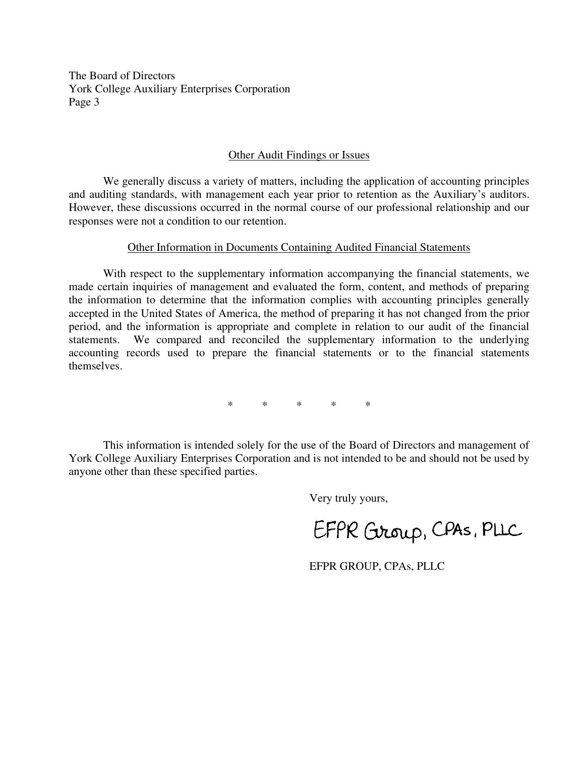The Board of Directors
York College Auxiliary Enterprises Corporation

## Other Audit Findings or Issues

We generally discuss a variety of matters, including the application of accounting principles and auditing standards, with management each year prior to retention as the Auxiliary's auditors. However, these discussions occurred in the normal course of our professional relationship and our responses were not a condition to our retention.

## Other Information in Documents Containing Audited Financial Statements

With respect to the supplementary information accompanying the financial statements, we made certain inquiries of management and evaluated the form, content, and methods of preparing the information to determine that the information complies with accounting principles generally accepted in the United States of America, the method of preparing it has not changed from the prior period, and the information is appropriate and complete in relation to our audit of the financial statements. We compared and reconciled the supplementary information to the underlying accounting records used to prepare the financial statements or to the financial statements themselves.

\* \* \* \* \*

This information is intended solely for the use of the Board of Directors and management of York College Auxiliary Enterprises Corporation and is not intended to be and should not be used by anyone other than these specified parties.

Very truly yours,

EFPR Group, CPAs, PLLC

EFPR GROUP, CPAs, PLLC